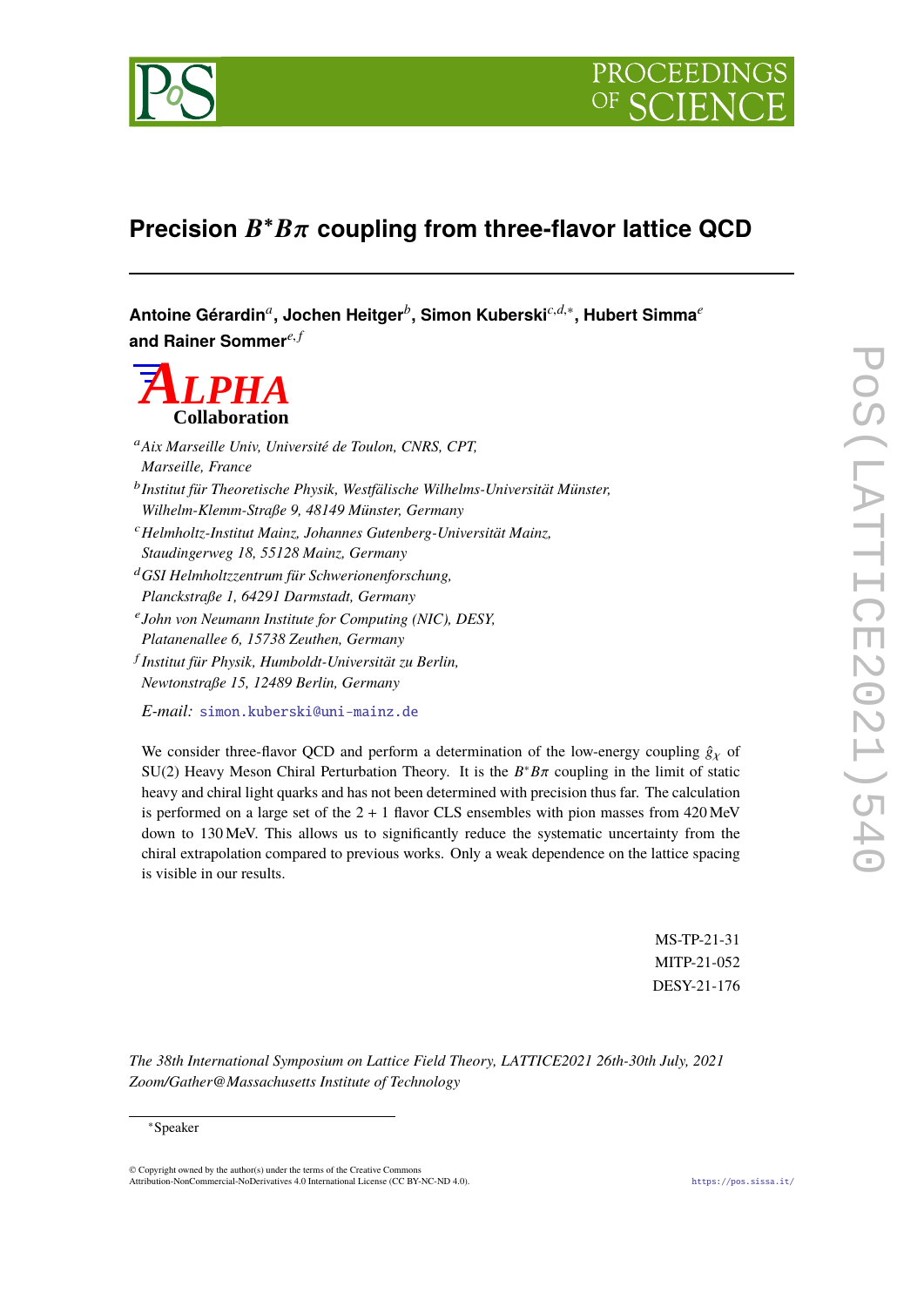# Precision $B^*B\pi$ coupling from three-flavor lattice QCD

**Antoine Gérardin**[a], **Jochen Heitger**[b], **Simon Kuberski**[c,d,*], **Hubert Simma**[e] **and Rainer Sommer**[e,f]

**ALPHA Collaboration**

[a] *Aix Marseille Univ, Université de Toulon, CNRS, CPT, Marseille, France*

[b] *Institut für Theoretische Physik, Westfälische Wilhelms-Universität Münster, Wilhelm-Klemm-Straße 9, 48149 Münster, Germany*

[c] *Helmholtz-Institut Mainz, Johannes Gutenberg-Universität Mainz, Staudingerweg 18, 55128 Mainz, Germany*

[d] *GSI Helmholtzzentrum für Schwerionenforschung, Planckstraße 1, 64291 Darmstadt, Germany*

[e] *John von Neumann Institute for Computing (NIC), DESY, Platanenallee 6, 15738 Zeuthen, Germany*

[f] *Institut für Physik, Humboldt-Universität zu Berlin, Newtonstraße 15, 12489 Berlin, Germany*

*E-mail:* simon.kuberski@uni-mainz.de

We consider three-flavor QCD and perform a determination of the low-energy coupling $\hat{g}_\chi$ of SU(2) Heavy Meson Chiral Perturbation Theory. It is the $B^*B\pi$ coupling in the limit of static heavy and chiral light quarks and has not been determined with precision thus far. The calculation is performed on a large set of the $2+1$ flavor CLS ensembles with pion masses from 420 MeV down to 130 MeV. This allows us to significantly reduce the systematic uncertainty from the chiral extrapolation compared to previous works. Only a weak dependence on the lattice spacing is visible in our results.

MS-TP-21-31
MITP-21-052
DESY-21-176

*The 38th International Symposium on Lattice Field Theory, LATTICE2021 26th-30th July, 2021 Zoom/Gather@Massachusetts Institute of Technology*

[*] Speaker

© Copyright owned by the author(s) under the terms of the Creative Commons Attribution-NonCommercial-NoDerivatives 4.0 International License (CC BY-NC-ND 4.0).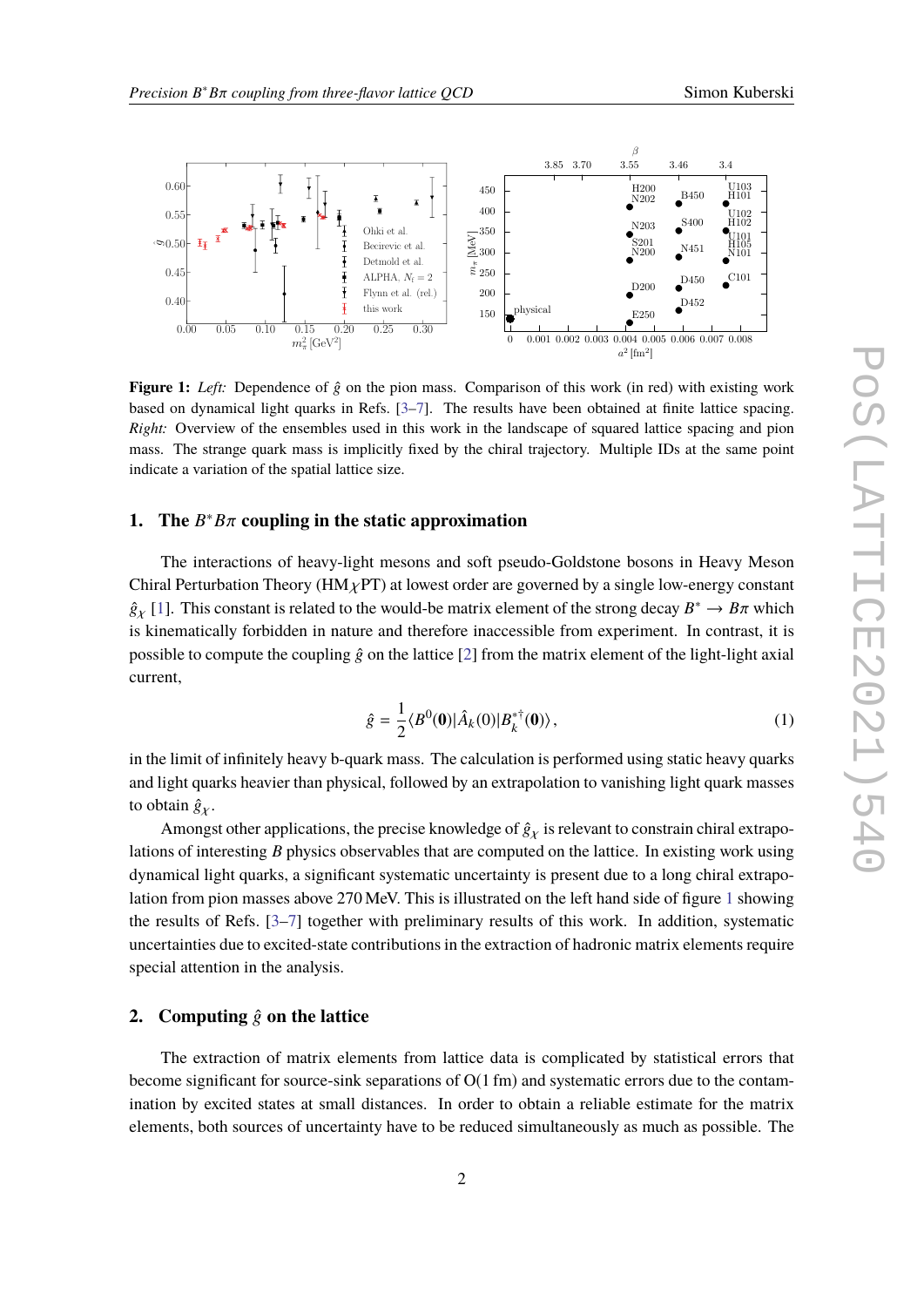**Figure 1:** *Left:* Dependence of $\hat{g}$ on the pion mass. Comparison of this work (in red) with existing work based on dynamical light quarks in Refs. [3–7]. The results have been obtained at finite lattice spacing. *Right:* Overview of the ensembles used in this work in the landscape of squared lattice spacing and pion mass. The strange quark mass is implicitly fixed by the chiral trajectory. Multiple IDs at the same point indicate a variation of the spatial lattice size.

## 1. The $B^*B\pi$ coupling in the static approximation

The interactions of heavy-light mesons and soft pseudo-Goldstone bosons in Heavy Meson Chiral Perturbation Theory (HM$\chi$PT) at lowest order are governed by a single low-energy constant $\hat{g}_\chi$ [1]. This constant is related to the would-be matrix element of the strong decay $B^* \to B\pi$ which is kinematically forbidden in nature and therefore inaccessible from experiment. In contrast, it is possible to compute the coupling $\hat{g}$ on the lattice [2] from the matrix element of the light-light axial current,

$$\hat{g} = \frac{1}{2}\langle B^0(\mathbf{0})|\hat{A}_k(0)|B_k^{*\dagger}(\mathbf{0})\rangle\,, \tag{1}$$

in the limit of infinitely heavy b-quark mass. The calculation is performed using static heavy quarks and light quarks heavier than physical, followed by an extrapolation to vanishing light quark masses to obtain $\hat{g}_\chi$.

Amongst other applications, the precise knowledge of $\hat{g}_\chi$ is relevant to constrain chiral extrapolations of interesting $B$ physics observables that are computed on the lattice. In existing work using dynamical light quarks, a significant systematic uncertainty is present due to a long chiral extrapolation from pion masses above 270 MeV. This is illustrated on the left hand side of figure 1 showing the results of Refs. [3–7] together with preliminary results of this work. In addition, systematic uncertainties due to excited-state contributions in the extraction of hadronic matrix elements require special attention in the analysis.

## 2. Computing $\hat{g}$ on the lattice

The extraction of matrix elements from lattice data is complicated by statistical errors that become significant for source-sink separations of O(1 fm) and systematic errors due to the contamination by excited states at small distances. In order to obtain a reliable estimate for the matrix elements, both sources of uncertainty have to be reduced simultaneously as much as possible. The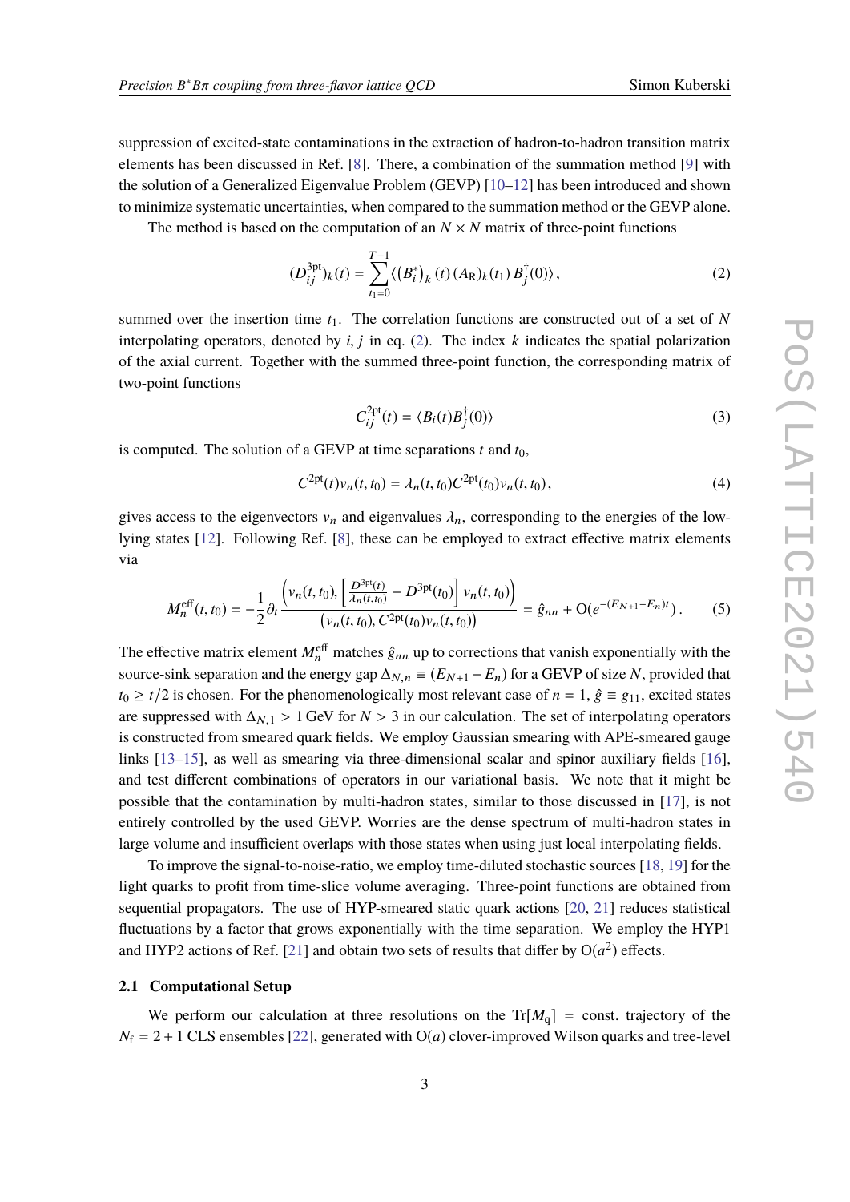suppression of excited-state contaminations in the extraction of hadron-to-hadron transition matrix elements has been discussed in Ref. [8]. There, a combination of the summation method [9] with the solution of a Generalized Eigenvalue Problem (GEVP) [10–12] has been introduced and shown to minimize systematic uncertainties, when compared to the summation method or the GEVP alone.

The method is based on the computation of an $N \times N$ matrix of three-point functions

$$(D_{ij}^{3\text{pt}})_k(t) = \sum_{t_1=0}^{T-1} \langle \left(B_i^*\right)_k(t)\,(A_\text{R})_k(t_1)\,B_j^\dagger(0)\rangle\,, \tag{2}$$

summed over the insertion time $t_1$. The correlation functions are constructed out of a set of $N$ interpolating operators, denoted by $i, j$ in eq. (2). The index $k$ indicates the spatial polarization of the axial current. Together with the summed three-point function, the corresponding matrix of two-point functions

$$C_{ij}^{2\text{pt}}(t) = \langle B_i(t) B_j^\dagger(0)\rangle \tag{3}$$

is computed. The solution of a GEVP at time separations $t$ and $t_0$,

$$C^{2\text{pt}}(t) v_n(t, t_0) = \lambda_n(t, t_0) C^{2\text{pt}}(t_0) v_n(t, t_0)\,, \tag{4}$$

gives access to the eigenvectors $v_n$ and eigenvalues $\lambda_n$, corresponding to the energies of the low-lying states [12]. Following Ref. [8], these can be employed to extract effective matrix elements via

$$M_n^\text{eff}(t, t_0) = -\frac{1}{2}\partial_t \frac{\left(v_n(t,t_0), \left[\frac{D^{3\text{pt}}(t)}{\lambda_n(t,t_0)} - D^{3\text{pt}}(t_0)\right] v_n(t,t_0)\right)}{\left(v_n(t,t_0), C^{2\text{pt}}(t_0) v_n(t,t_0)\right)} = \hat{g}_{nn} + \text{O}(e^{-(E_{N+1}-E_n)t})\,. \tag{5}$$

The effective matrix element $M_n^\text{eff}$ matches $\hat{g}_{nn}$ up to corrections that vanish exponentially with the source-sink separation and the energy gap $\Delta_{N,n} \equiv (E_{N+1} - E_n)$ for a GEVP of size $N$, provided that $t_0 \geq t/2$ is chosen. For the phenomenologically most relevant case of $n = 1$, $\hat{g} \equiv g_{11}$, excited states are suppressed with $\Delta_{N,1} > 1\,\text{GeV}$ for $N > 3$ in our calculation. The set of interpolating operators is constructed from smeared quark fields. We employ Gaussian smearing with APE-smeared gauge links [13–15], as well as smearing via three-dimensional scalar and spinor auxiliary fields [16], and test different combinations of operators in our variational basis. We note that it might be possible that the contamination by multi-hadron states, similar to those discussed in [17], is not entirely controlled by the used GEVP. Worries are the dense spectrum of multi-hadron states in large volume and insufficient overlaps with those states when using just local interpolating fields.

To improve the signal-to-noise-ratio, we employ time-diluted stochastic sources [18, 19] for the light quarks to profit from time-slice volume averaging. Three-point functions are obtained from sequential propagators. The use of HYP-smeared static quark actions [20, 21] reduces statistical fluctuations by a factor that grows exponentially with the time separation. We employ the HYP1 and HYP2 actions of Ref. [21] and obtain two sets of results that differ by $\text{O}(a^2)$ effects.

### 2.1 Computational Setup

We perform our calculation at three resolutions on the $\text{Tr}[M_\text{q}] = \text{const.}$ trajectory of the $N_\text{f} = 2 + 1$ CLS ensembles [22], generated with $\text{O}(a)$ clover-improved Wilson quarks and tree-level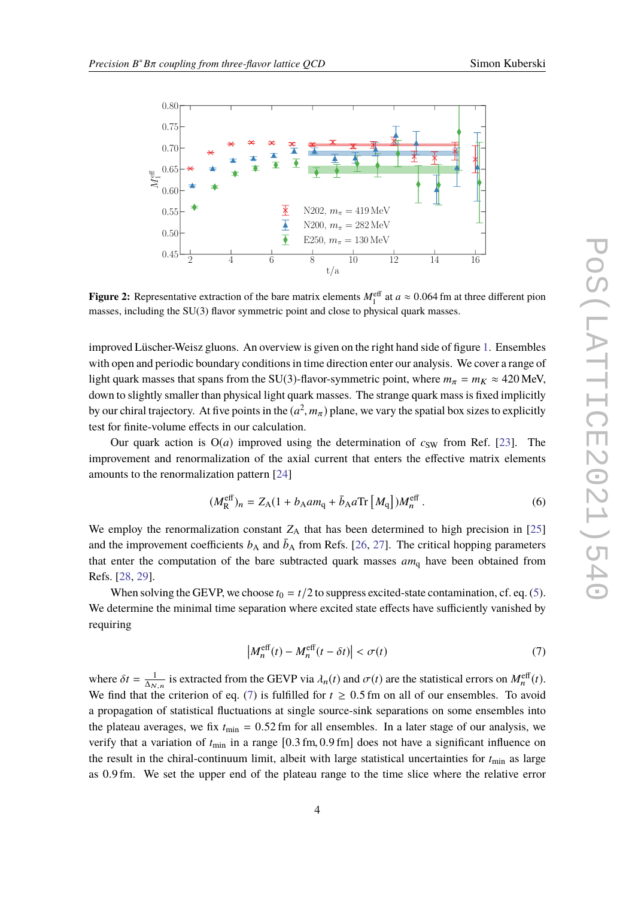**Figure 2:** Representative extraction of the bare matrix elements $M_1^{\text{eff}}$ at $a \approx 0.064$ fm at three different pion masses, including the SU(3) flavor symmetric point and close to physical quark masses.

improved Lüscher-Weisz gluons. An overview is given on the right hand side of figure 1. Ensembles with open and periodic boundary conditions in time direction enter our analysis. We cover a range of light quark masses that spans from the SU(3)-flavor-symmetric point, where $m_\pi = m_K \approx 420\,\text{MeV}$, down to slightly smaller than physical light quark masses. The strange quark mass is fixed implicitly by our chiral trajectory. At five points in the $(a^2, m_\pi)$ plane, we vary the spatial box sizes to explicitly test for finite-volume effects in our calculation.

Our quark action is $\text{O}(a)$ improved using the determination of $c_{\text{SW}}$ from Ref. [23]. The improvement and renormalization of the axial current that enters the effective matrix elements amounts to the renormalization pattern [24]

$$(M_{\text{R}}^{\text{eff}})_n = Z_{\text{A}}(1 + b_{\text{A}} a m_{\text{q}} + \bar{b}_{\text{A}} a \text{Tr}\left[M_{\text{q}}\right]) M_n^{\text{eff}} \,. \tag{6}$$

We employ the renormalization constant $Z_{\text{A}}$ that has been determined to high precision in [25] and the improvement coefficients $b_{\text{A}}$ and $\bar{b}_{\text{A}}$ from Refs. [26, 27]. The critical hopping parameters that enter the computation of the bare subtracted quark masses $a m_{\text{q}}$ have been obtained from Refs. [28, 29].

When solving the GEVP, we choose $t_0 = t/2$ to suppress excited-state contamination, cf. eq. (5). We determine the minimal time separation where excited state effects have sufficiently vanished by requiring

$$\left| M_n^{\text{eff}}(t) - M_n^{\text{eff}}(t - \delta t) \right| < \sigma(t) \tag{7}$$

where $\delta t = \frac{1}{\Delta_{N,n}}$ is extracted from the GEVP via $\lambda_n(t)$ and $\sigma(t)$ are the statistical errors on $M_n^{\text{eff}}(t)$. We find that the criterion of eq. (7) is fulfilled for $t \geq 0.5\,\text{fm}$ on all of our ensembles. To avoid a propagation of statistical fluctuations at single source-sink separations on some ensembles into the plateau averages, we fix $t_{\text{min}} = 0.52\,\text{fm}$ for all ensembles. In a later stage of our analysis, we verify that a variation of $t_{\text{min}}$ in a range $[0.3\,\text{fm}, 0.9\,\text{fm}]$ does not have a significant influence on the result in the chiral-continuum limit, albeit with large statistical uncertainties for $t_{\text{min}}$ as large as $0.9\,\text{fm}$. We set the upper end of the plateau range to the time slice where the relative error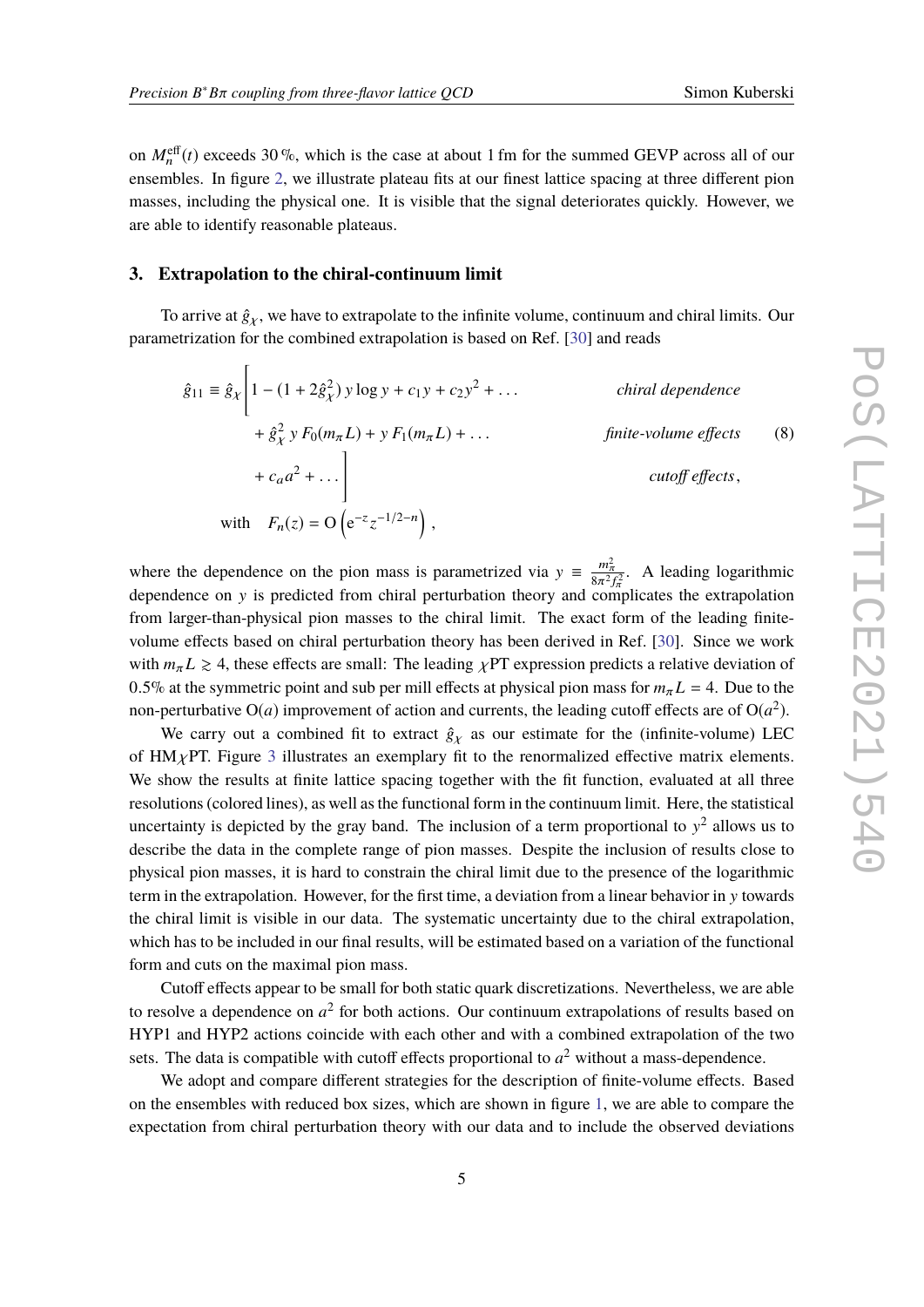on $M_n^{\mathrm{eff}}(t)$ exceeds 30 ‰, which is the case at about 1 fm for the summed GEVP across all of our ensembles. In figure 2, we illustrate plateau fits at our finest lattice spacing at three different pion masses, including the physical one. It is visible that the signal deteriorates quickly. However, we are able to identify reasonable plateaus.

## 3. Extrapolation to the chiral-continuum limit

To arrive at $\hat{g}_\chi$, we have to extrapolate to the infinite volume, continuum and chiral limits. Our parametrization for the combined extrapolation is based on Ref. [30] and reads

$$
\begin{aligned}
\hat{g}_{11} \equiv \hat{g}_\chi \Big[ 1 &- (1 + 2\hat{g}_\chi^2)\, y \log y + c_1 y + c_2 y^2 + \ldots && \textit{chiral dependence} \\
&+ \hat{g}_\chi^2\, y\, F_0(m_\pi L) + y\, F_1(m_\pi L) + \ldots && \textit{finite-volume effects} \\
&+ c_a a^2 + \ldots \Big] && \textit{cutoff effects}, \\
\text{with} \quad & F_n(z) = \mathrm{O}\left(\mathrm{e}^{-z} z^{-1/2-n}\right),
\end{aligned}
\tag{8}
$$

where the dependence on the pion mass is parametrized via $y \equiv \frac{m_\pi^2}{8\pi^2 f_\pi^2}$. A leading logarithmic dependence on $y$ is predicted from chiral perturbation theory and complicates the extrapolation from larger-than-physical pion masses to the chiral limit. The exact form of the leading finite-volume effects based on chiral perturbation theory has been derived in Ref. [30]. Since we work with $m_\pi L \gtrsim 4$, these effects are small: The leading $\chi$PT expression predicts a relative deviation of 0.5% at the symmetric point and sub per mill effects at physical pion mass for $m_\pi L = 4$. Due to the non-perturbative $\mathrm{O}(a)$ improvement of action and currents, the leading cutoff effects are of $\mathrm{O}(a^2)$.

We carry out a combined fit to extract $\hat{g}_\chi$ as our estimate for the (infinite-volume) LEC of HM$\chi$PT. Figure 3 illustrates an exemplary fit to the renormalized effective matrix elements. We show the results at finite lattice spacing together with the fit function, evaluated at all three resolutions (colored lines), as well as the functional form in the continuum limit. Here, the statistical uncertainty is depicted by the gray band. The inclusion of a term proportional to $y^2$ allows us to describe the data in the complete range of pion masses. Despite the inclusion of results close to physical pion masses, it is hard to constrain the chiral limit due to the presence of the logarithmic term in the extrapolation. However, for the first time, a deviation from a linear behavior in $y$ towards the chiral limit is visible in our data. The systematic uncertainty due to the chiral extrapolation, which has to be included in our final results, will be estimated based on a variation of the functional form and cuts on the maximal pion mass.

Cutoff effects appear to be small for both static quark discretizations. Nevertheless, we are able to resolve a dependence on $a^2$ for both actions. Our continuum extrapolations of results based on HYP1 and HYP2 actions coincide with each other and with a combined extrapolation of the two sets. The data is compatible with cutoff effects proportional to $a^2$ without a mass-dependence.

We adopt and compare different strategies for the description of finite-volume effects. Based on the ensembles with reduced box sizes, which are shown in figure 1, we are able to compare the expectation from chiral perturbation theory with our data and to include the observed deviations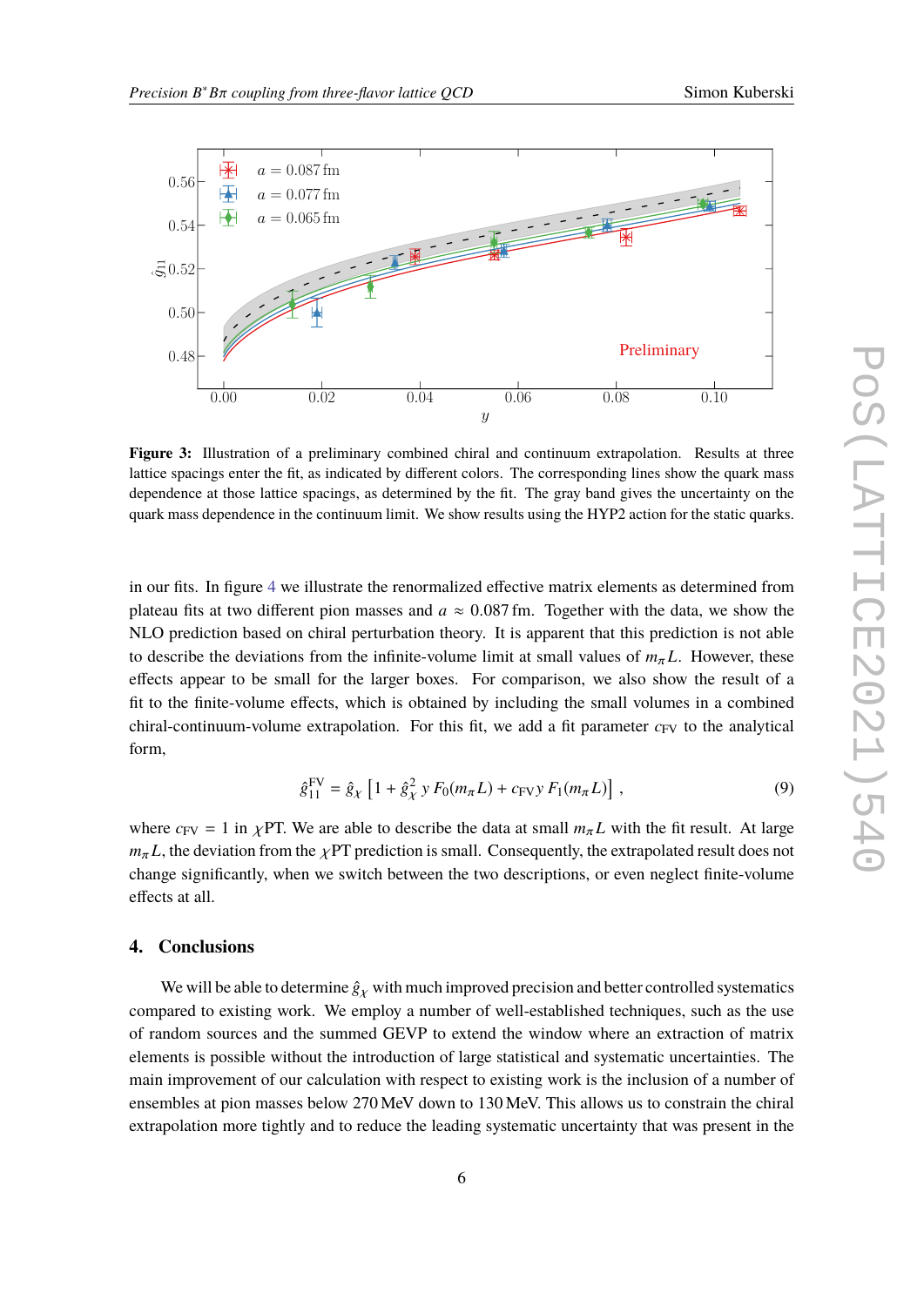**Figure 3:** Illustration of a preliminary combined chiral and continuum extrapolation. Results at three lattice spacings enter the fit, as indicated by different colors. The corresponding lines show the quark mass dependence at those lattice spacings, as determined by the fit. The gray band gives the uncertainty on the quark mass dependence in the continuum limit. We show results using the HYP2 action for the static quarks.

in our fits. In figure 4 we illustrate the renormalized effective matrix elements as determined from plateau fits at two different pion masses and $a \approx 0.087\,\text{fm}$. Together with the data, we show the NLO prediction based on chiral perturbation theory. It is apparent that this prediction is not able to describe the deviations from the infinite-volume limit at small values of $m_\pi L$. However, these effects appear to be small for the larger boxes. For comparison, we also show the result of a fit to the finite-volume effects, which is obtained by including the small volumes in a combined chiral-continuum-volume extrapolation. For this fit, we add a fit parameter $c_{\text{FV}}$ to the analytical form,

$$\hat{g}_{11}^{\text{FV}} = \hat{g}_\chi \left[ 1 + \hat{g}_\chi^2 \, y \, F_0(m_\pi L) + c_{\text{FV}} \, y \, F_1(m_\pi L) \right] \,, \tag{9}$$

where $c_{\text{FV}} = 1$ in $\chi$PT. We are able to describe the data at small $m_\pi L$ with the fit result. At large $m_\pi L$, the deviation from the $\chi$PT prediction is small. Consequently, the extrapolated result does not change significantly, when we switch between the two descriptions, or even neglect finite-volume effects at all.

## 4. Conclusions

We will be able to determine $\hat{g}_\chi$ with much improved precision and better controlled systematics compared to existing work. We employ a number of well-established techniques, such as the use of random sources and the summed GEVP to extend the window where an extraction of matrix elements is possible without the introduction of large statistical and systematic uncertainties. The main improvement of our calculation with respect to existing work is the inclusion of a number of ensembles at pion masses below 270 MeV down to 130 MeV. This allows us to constrain the chiral extrapolation more tightly and to reduce the leading systematic uncertainty that was present in the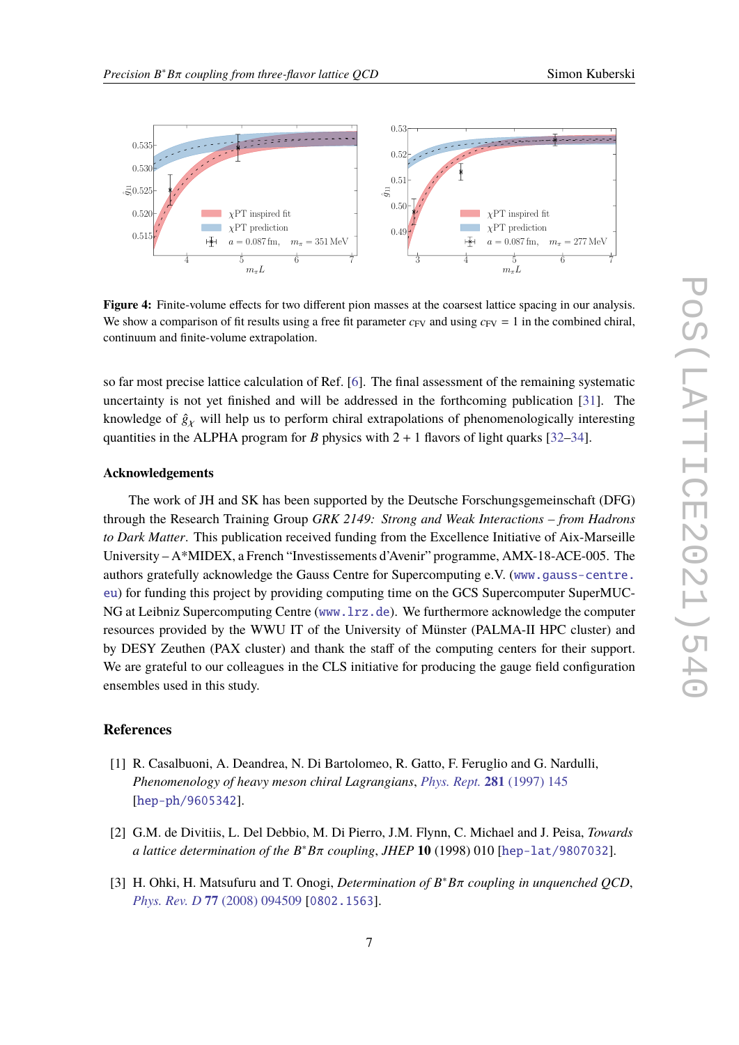**Figure 4:** Finite-volume effects for two different pion masses at the coarsest lattice spacing in our analysis. We show a comparison of fit results using a free fit parameter $c_{\rm FV}$ and using $c_{\rm FV} = 1$ in the combined chiral, continuum and finite-volume extrapolation.

so far most precise lattice calculation of Ref. [6]. The final assessment of the remaining systematic uncertainty is not yet finished and will be addressed in the forthcoming publication [31]. The knowledge of $\hat{g}_\chi$ will help us to perform chiral extrapolations of phenomenologically interesting quantities in the ALPHA program for $B$ physics with $2+1$ flavors of light quarks [32–34].

### Acknowledgements

The work of JH and SK has been supported by the Deutsche Forschungsgemeinschaft (DFG) through the Research Training Group *GRK 2149: Strong and Weak Interactions – from Hadrons to Dark Matter*. This publication received funding from the Excellence Initiative of Aix-Marseille University – A*MIDEX, a French "Investissements d'Avenir" programme, AMX-18-ACE-005. The authors gratefully acknowledge the Gauss Centre for Supercomputing e.V. (www.gauss-centre.eu) for funding this project by providing computing time on the GCS Supercomputer SuperMUC-NG at Leibniz Supercomputing Centre (www.lrz.de). We furthermore acknowledge the computer resources provided by the WWU IT of the University of Münster (PALMA-II HPC cluster) and by DESY Zeuthen (PAX cluster) and thank the staff of the computing centers for their support. We are grateful to our colleagues in the CLS initiative for producing the gauge field configuration ensembles used in this study.

## References

[1] R. Casalbuoni, A. Deandrea, N. Di Bartolomeo, R. Gatto, F. Feruglio and G. Nardulli, *Phenomenology of heavy meson chiral Lagrangians*, Phys. Rept. **281** (1997) 145 [hep-ph/9605342].

[2] G.M. de Divitiis, L. Del Debbio, M. Di Pierro, J.M. Flynn, C. Michael and J. Peisa, *Towards a lattice determination of the $B^*B\pi$ coupling*, *JHEP* **10** (1998) 010 [hep-lat/9807032].

[3] H. Ohki, H. Matsufuru and T. Onogi, *Determination of $B^*B\pi$ coupling in unquenched QCD*, Phys. Rev. D **77** (2008) 094509 [0802.1563].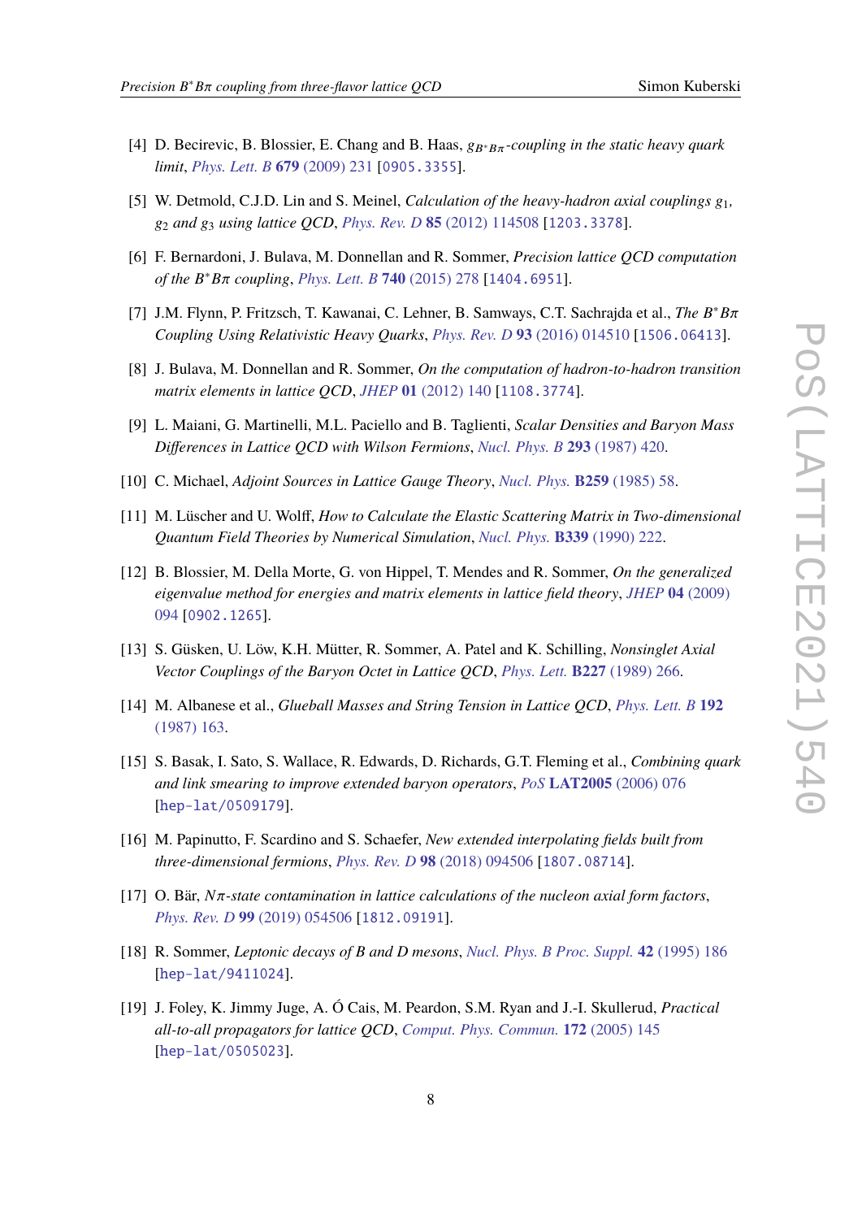[4] D. Becirevic, B. Blossier, E. Chang and B. Haas, *$g_{B^*B\pi}$-coupling in the static heavy quark limit*, *Phys. Lett. B* **679** (2009) 231 [0905.3355].

[5] W. Detmold, C.J.D. Lin and S. Meinel, *Calculation of the heavy-hadron axial couplings $g_1$, $g_2$ and $g_3$ using lattice QCD*, *Phys. Rev. D* **85** (2012) 114508 [1203.3378].

[6] F. Bernardoni, J. Bulava, M. Donnellan and R. Sommer, *Precision lattice QCD computation of the $B^*B\pi$ coupling*, *Phys. Lett. B* **740** (2015) 278 [1404.6951].

[7] J.M. Flynn, P. Fritzsch, T. Kawanai, C. Lehner, B. Samways, C.T. Sachrajda et al., *The $B^*B\pi$ Coupling Using Relativistic Heavy Quarks*, *Phys. Rev. D* **93** (2016) 014510 [1506.06413].

[8] J. Bulava, M. Donnellan and R. Sommer, *On the computation of hadron-to-hadron transition matrix elements in lattice QCD*, *JHEP* **01** (2012) 140 [1108.3774].

[9] L. Maiani, G. Martinelli, M.L. Paciello and B. Taglienti, *Scalar Densities and Baryon Mass Differences in Lattice QCD with Wilson Fermions*, *Nucl. Phys. B* **293** (1987) 420.

[10] C. Michael, *Adjoint Sources in Lattice Gauge Theory*, *Nucl. Phys.* **B259** (1985) 58.

[11] M. Lüscher and U. Wolff, *How to Calculate the Elastic Scattering Matrix in Two-dimensional Quantum Field Theories by Numerical Simulation*, *Nucl. Phys.* **B339** (1990) 222.

[12] B. Blossier, M. Della Morte, G. von Hippel, T. Mendes and R. Sommer, *On the generalized eigenvalue method for energies and matrix elements in lattice field theory*, *JHEP* **04** (2009) 094 [0902.1265].

[13] S. Güsken, U. Löw, K.H. Mütter, R. Sommer, A. Patel and K. Schilling, *Nonsinglet Axial Vector Couplings of the Baryon Octet in Lattice QCD*, *Phys. Lett.* **B227** (1989) 266.

[14] M. Albanese et al., *Glueball Masses and String Tension in Lattice QCD*, *Phys. Lett. B* **192** (1987) 163.

[15] S. Basak, I. Sato, S. Wallace, R. Edwards, D. Richards, G.T. Fleming et al., *Combining quark and link smearing to improve extended baryon operators*, *PoS* **LAT2005** (2006) 076 [hep-lat/0509179].

[16] M. Papinutto, F. Scardino and S. Schaefer, *New extended interpolating fields built from three-dimensional fermions*, *Phys. Rev. D* **98** (2018) 094506 [1807.08714].

[17] O. Bär, *$N\pi$-state contamination in lattice calculations of the nucleon axial form factors*, *Phys. Rev. D* **99** (2019) 054506 [1812.09191].

[18] R. Sommer, *Leptonic decays of B and D mesons*, *Nucl. Phys. B Proc. Suppl.* **42** (1995) 186 [hep-lat/9411024].

[19] J. Foley, K. Jimmy Juge, A. Ó Cais, M. Peardon, S.M. Ryan and J.-I. Skullerud, *Practical all-to-all propagators for lattice QCD*, *Comput. Phys. Commun.* **172** (2005) 145 [hep-lat/0505023].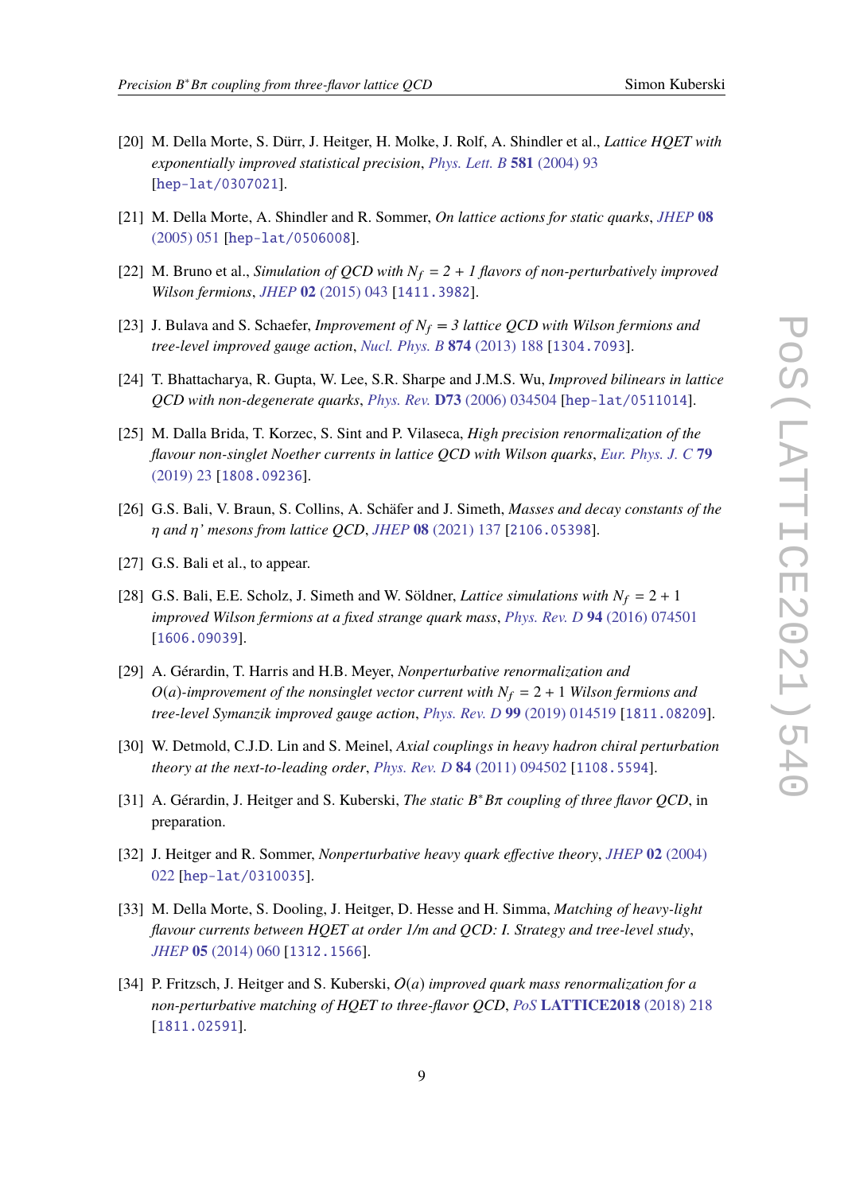[20] M. Della Morte, S. Dürr, J. Heitger, H. Molke, J. Rolf, A. Shindler et al., *Lattice HQET with exponentially improved statistical precision*, Phys. Lett. B **581** (2004) 93 [hep-lat/0307021].

[21] M. Della Morte, A. Shindler and R. Sommer, *On lattice actions for static quarks*, JHEP **08** (2005) 051 [hep-lat/0506008].

[22] M. Bruno et al., *Simulation of QCD with $N_f = 2 + 1$ flavors of non-perturbatively improved Wilson fermions*, JHEP **02** (2015) 043 [1411.3982].

[23] J. Bulava and S. Schaefer, *Improvement of $N_f = 3$ lattice QCD with Wilson fermions and tree-level improved gauge action*, Nucl. Phys. B **874** (2013) 188 [1304.7093].

[24] T. Bhattacharya, R. Gupta, W. Lee, S.R. Sharpe and J.M.S. Wu, *Improved bilinears in lattice QCD with non-degenerate quarks*, Phys. Rev. **D73** (2006) 034504 [hep-lat/0511014].

[25] M. Dalla Brida, T. Korzec, S. Sint and P. Vilaseca, *High precision renormalization of the flavour non-singlet Noether currents in lattice QCD with Wilson quarks*, Eur. Phys. J. C **79** (2019) 23 [1808.09236].

[26] G.S. Bali, V. Braun, S. Collins, A. Schäfer and J. Simeth, *Masses and decay constants of the $\eta$ and $\eta'$ mesons from lattice QCD*, JHEP **08** (2021) 137 [2106.05398].

[27] G.S. Bali et al., to appear.

[28] G.S. Bali, E.E. Scholz, J. Simeth and W. Söldner, *Lattice simulations with $N_f = 2 + 1$ improved Wilson fermions at a fixed strange quark mass*, Phys. Rev. D **94** (2016) 074501 [1606.09039].

[29] A. Gérardin, T. Harris and H.B. Meyer, *Nonperturbative renormalization and $O(a)$-improvement of the nonsinglet vector current with $N_f = 2 + 1$ Wilson fermions and tree-level Symanzik improved gauge action*, Phys. Rev. D **99** (2019) 014519 [1811.08209].

[30] W. Detmold, C.J.D. Lin and S. Meinel, *Axial couplings in heavy hadron chiral perturbation theory at the next-to-leading order*, Phys. Rev. D **84** (2011) 094502 [1108.5594].

[31] A. Gérardin, J. Heitger and S. Kuberski, *The static $B^*B\pi$ coupling of three flavor QCD*, in preparation.

[32] J. Heitger and R. Sommer, *Nonperturbative heavy quark effective theory*, JHEP **02** (2004) 022 [hep-lat/0310035].

[33] M. Della Morte, S. Dooling, J. Heitger, D. Hesse and H. Simma, *Matching of heavy-light flavour currents between HQET at order 1/m and QCD: I. Strategy and tree-level study*, JHEP **05** (2014) 060 [1312.1566].

[34] P. Fritzsch, J. Heitger and S. Kuberski, *$O(a)$ improved quark mass renormalization for a non-perturbative matching of HQET to three-flavor QCD*, PoS **LATTICE2018** (2018) 218 [1811.02591].